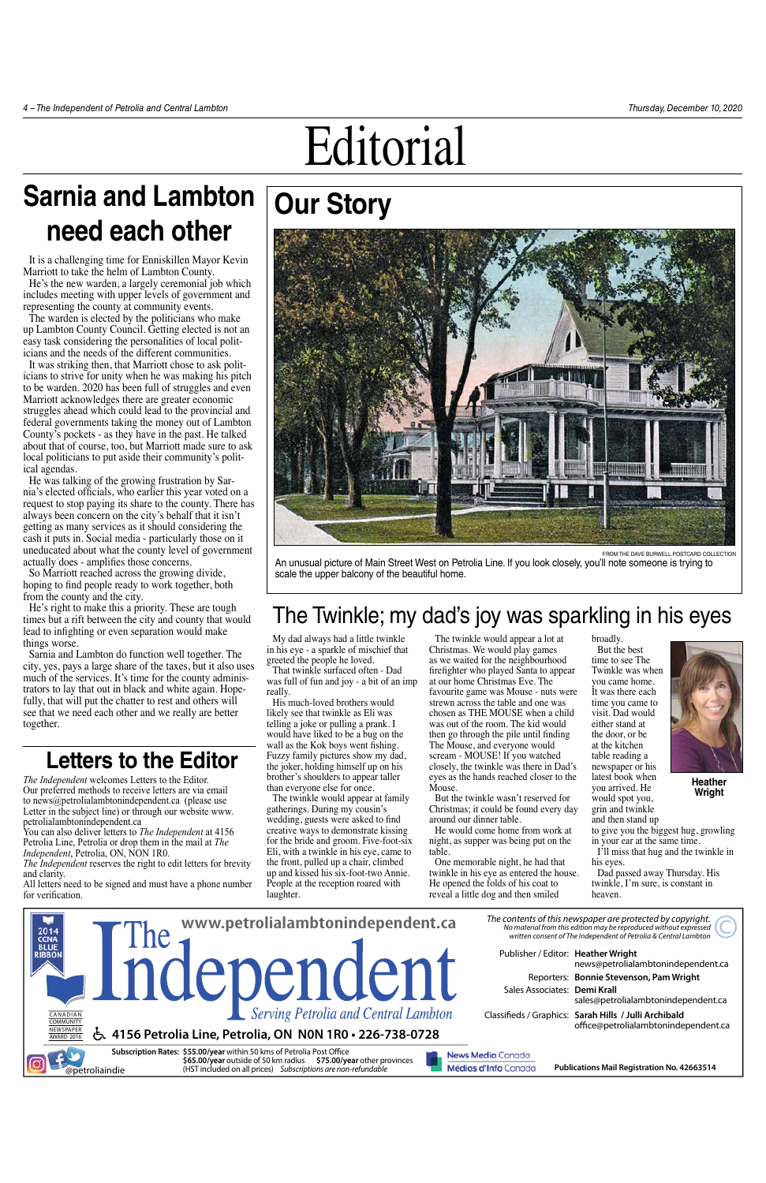# Editorial

## Sarnia and Lambton need each other

It is a challenging time for Enniskillen Mayor Kevin Marriott to take the helm of Lambton County.

He's the new warden, a largely ceremonial job which includes meeting with upper levels of government and representing the county at community events.

The warden is elected by the politicians who make up Lambton County Council. Getting elected is not an easy task considering the personalities of local politicians and the needs of the different communities.

It was striking then, that Marriott chose to ask politicians to strive for unity when he was making his pitch to be warden. 2020 has been full of struggles and even Marriott acknowledges there are greater economic struggles ahead which could lead to the provincial and federal governments taking the money out of Lambton County's pockets - as they have in the past. He talked about that of course, too, but Marriott made sure to ask local politicians to put aside their community's political agendas.

He was talking of the growing frustration by Sarnia's elected officials, who earlier this year voted on a request to stop paying its share to the county. There has always been concern on the city's behalf that it isn't getting as many services as it should considering the cash it puts in. Social media - particularly those on it uneducated about what the county level of government actually does - amplifies those concerns.

So Marriott reached across the growing divide, hoping to find people ready to work together, both from the county and the city.

He's right to make this a priority. These are tough times but a rift between the city and county that would lead to infighting or even separation would make things worse.

Sarnia and Lambton do function well together. The city, yes, pays a large share of the taxes, but it also uses much of the services. It's time for the county administrators to lay that out in black and white again. Hopefully, that will put the chatter to rest and others will see that we need each other and we really are better together.

## Letters to the Editor

*The Independent* welcomes Letters to the Editor.

Our preferred methods to receive letters are via email to news@petrolialambtonindependent.ca (please use Letter in the subject line) or through our website www.petrolialambtonindependent.ca

You can also deliver letters to *The Independent* at 4156 Petrolia Line, Petrolia or drop them in the mail at *The Independent*, Petrolia, ON, N0N 1R0.

*The Independent* reserves the right to edit letters for brevity and clarity.

All letters need to be signed and must have a phone number for verification.

## Our Story

FROM THE DAVE BURWELL POSTCARD COLLECTION

An unusual picture of Main Street West on Petrolia Line. If you look closely, you'll note someone is trying to scale the upper balcony of the beautiful home.

## The Twinkle; my dad's joy was sparkling in his eyes

My dad always had a little twinkle in his eye - a sparkle of mischief that greeted the people he loved.

That twinkle surfaced often - Dad was full of fun and joy - a bit of an imp really.

His much-loved brothers would likely see that twinkle as Eli was telling a joke or pulling a prank. I would have liked to be a bug on the wall as the Kok boys went fishing. Fuzzy family pictures show my dad, the joker, holding himself up on his brother's shoulders to appear taller than everyone else for once.

The twinkle would appear at family gatherings. During my cousin's wedding, guests were asked to find creative ways to demonstrate kissing for the bride and groom. Five-foot-six Eli, with a twinkle in his eye, came to the front, pulled up a chair, climbed up and kissed his six-foot-two Annie. People at the reception roared with laughter.

The twinkle would appear a lot at Christmas. We would play games as we waited for the neighbourhood firefighter who played Santa to appear at our home Christmas Eve. The favourite game was Mouse - nuts were strewn across the table and one was chosen as THE MOUSE when a child was out of the room. The kid would then go through the pile until finding The Mouse, and everyone would scream - MOUSE! If you watched closely, the twinkle was there in Dad's eyes as the hands reached closer to the Mouse.

But the twinkle wasn't reserved for Christmas; it could be found every day around our dinner table.

He would come home from work at night, as supper was being put on the table.

One memorable night, he had that twinkle in his eye as entered the house. He opened the folds of his coat to reveal a little dog and then smiled broadly.

But the best time to see The Twinkle was when you came home. It was there each time you came to visit. Dad would either stand at the door, or be at the kitchen table reading a newspaper or his latest book when you arrived. He would spot you, grin and twinkle and then stand up to give you the biggest hug, growling in your ear at the same time.

I'll miss that hug and the twinkle in his eyes.

Dad passed away Thursday. His twinkle, I'm sure, is constant in heaven.

**Heather Wright**

---

**The Independent** — Serving Petrolia and Central Lambton

www.petrolialambtonindependent.ca

2014 CCNA Blue Ribbon · Canadian Community Newspaper Award 2016

4156 Petrolia Line, Petrolia, ON N0N 1R0 • 226-738-0728

*The contents of this newspaper are protected by copyright. No material from this edition may be reproduced without expressed written consent of The Independent of Petrolia & Central Lambton*

Publisher / Editor: **Heather Wright** news@petrolialambtonindependent.ca

Reporters: **Bonnie Stevenson, Pam Wright**

Sales Associates: **Demi Krall** sales@petrolialambtonindependent.ca

Classifieds / Graphics: **Sarah Hills / Julli Archibald** office@petrolialambtonindependent.ca

@petroliaindie

**Subscription Rates:** **$55.00/year** within 50 kms of Petrolia Post Office; **$65.00/year** outside of 50 km radius; **$75.00/year** other provinces (HST included on all prices) *Subscriptions are non-refundable*

News Media Canada / Médias d'Info Canada

**Publications Mail Registration No. 42663514**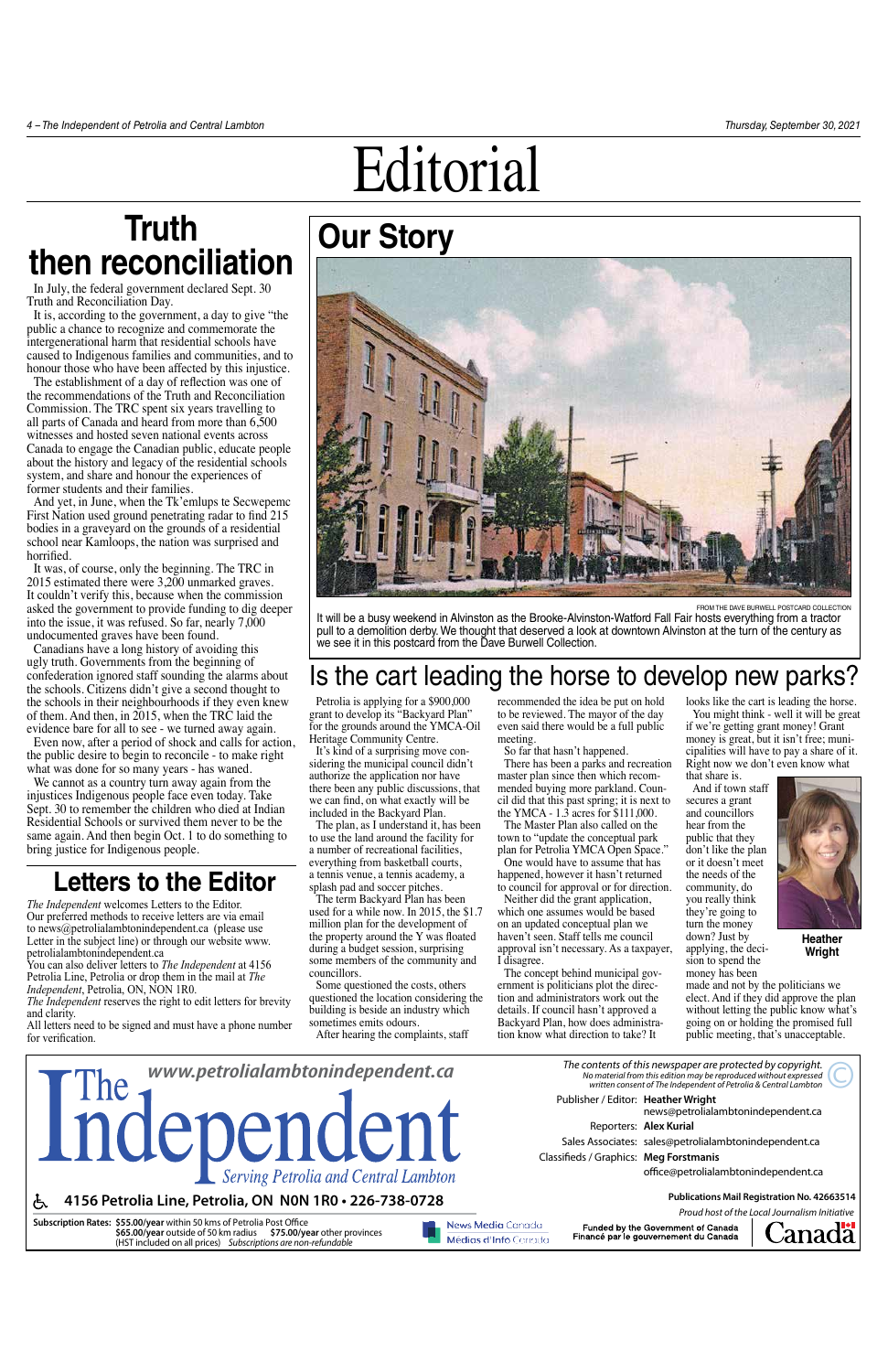# Editorial

## Truth then reconciliation

In July, the federal government declared Sept. 30 Truth and Reconciliation Day.

It is, according to the government, a day to give "the public a chance to recognize and commemorate the intergenerational harm that residential schools have caused to Indigenous families and communities, and to honour those who have been affected by this injustice.

The establishment of a day of reflection was one of the recommendations of the Truth and Reconciliation Commission. The TRC spent six years travelling to all parts of Canada and heard from more than 6,500 witnesses and hosted seven national events across Canada to engage the Canadian public, educate people about the history and legacy of the residential schools system, and share and honour the experiences of former students and their families.

And yet, in June, when the Tk'emlups te Secwepemc First Nation used ground penetrating radar to find 215 bodies in a graveyard on the grounds of a residential school near Kamloops, the nation was surprised and horrified.

It was, of course, only the beginning. The TRC in 2015 estimated there were 3,200 unmarked graves. It couldn't verify this, because when the commission asked the government to provide funding to dig deeper into the issue, it was refused. So far, nearly 7,000 undocumented graves have been found.

Canadians have a long history of avoiding this ugly truth. Governments from the beginning of confederation ignored staff sounding the alarms about the schools. Citizens didn't give a second thought to the schools in their neighbourhoods if they even knew of them. And then, in 2015, when the TRC laid the evidence bare for all to see - we turned away again.

Even now, after a period of shock and calls for action, the public desire to begin to reconcile - to make right what was done for so many years - has waned.

We cannot as a country turn away again from the injustices Indigenous people face even today. Take Sept. 30 to remember the children who died at Indian Residential Schools or survived them never to be the same again. And then begin Oct. 1 to do something to bring justice for Indigenous people.

## Letters to the Editor

*The Independent* welcomes Letters to the Editor. Our preferred methods to receive letters are via email to news@petrolialambtonindependent.ca (please use Letter in the subject line) or through our website www.petrolialambtonindependent.ca

You can also deliver letters to *The Independent* at 4156 Petrolia Line, Petrolia or drop them in the mail at *The Independent*, Petrolia, ON, N0N 1R0.

*The Independent* reserves the right to edit letters for brevity and clarity.

All letters need to be signed and must have a phone number for verification.

## Our Story

FROM THE DAVE BURWELL POSTCARD COLLECTION

It will be a busy weekend in Alvinston as the Brooke-Alvinston-Watford Fall Fair hosts everything from a tractor pull to a demolition derby. We thought that deserved a look at downtown Alvinston at the turn of the century as we see it in this postcard from the Dave Burwell Collection.

## Is the cart leading the horse to develop new parks?

Petrolia is applying for a $900,000 grant to develop its "Backyard Plan" for the grounds around the YMCA-Oil Heritage Community Centre.

It's kind of a surprising move considering the municipal council didn't authorize the application nor have there been any public discussions, that we can find, on what exactly will be included in the Backyard Plan.

The plan, as I understand it, has been to use the land around the facility for a number of recreational facilities, everything from basketball courts, a tennis venue, a tennis academy, a splash pad and soccer pitches.

The term Backyard Plan has been used for a while now. In 2015, the $1.7 million plan for the development of the property around the Y was floated during a budget session, surprising some members of the community and councillors.

Some questioned the costs, others questioned the location considering the building is beside an industry which sometimes emits odours.

After hearing the complaints, staff recommended the idea be put on hold to be reviewed. The mayor of the day even said there would be a full public meeting.

So far that hasn't happened.

There has been a parks and recreation master plan since then which recommended buying more parkland. Council did that this past spring; it is next to the YMCA - 1.3 acres for $111,000.

The Master Plan also called on the town to "update the conceptual park plan for Petrolia YMCA Open Space."

One would have to assume that has happened, however it hasn't returned to council for approval or for direction.

Neither did the grant application, which one assumes would be based on an updated conceptual plan we haven't seen. Staff tells me council approval isn't necessary. As a taxpayer, I disagree.

The concept behind municipal government is politicians plot the direction and administrators work out the details. If council hasn't approved a Backyard Plan, how does administration know what direction to take? It looks like the cart is leading the horse.

You might think - well it will be great if we're getting grant money! Grant money is great, but it isn't free; municipalities will have to pay a share of it. Right now we don't even know what that share is.

And if town staff secures a grant and councillors hear from the public that they don't like the plan or it doesn't meet the needs of the community, do you really think they're going to turn the money down? Just by applying, the decision to spend the money has been made and not by the politicians we elect. And if they did approve the plan without letting the public know what's going on or holding the promised full public meeting, that's unacceptable.

**Heather Wright**

---

**The Independent** — *Serving Petrolia and Central Lambton*

www.petrolialambtonindependent.ca

4156 Petrolia Line, Petrolia, ON N0N 1R0 • 226-738-0728

*The contents of this newspaper are protected by copyright. No material from this edition may be reproduced without expressed written consent of The Independent of Petrolia & Central Lambton*

Publisher / Editor: **Heather Wright** news@petrolialambtonindependent.ca

Reporters: **Alex Kurial**

Sales Associates: sales@petrolialambtonindependent.ca

Classifieds / Graphics: **Meg Forstmanis** office@petrolialambtonindependent.ca

**Publications Mail Registration No. 42663514**

*Proud host of the Local Journalism Initiative*

**Subscription Rates:** **$55.00/year** within 50 kms of Petrolia Post Office
**$65.00/year** outside of 50 km radius **$75.00/year** other provinces
(HST included on all prices) *Subscriptions are non-refundable*

News Media Canada / Médias d'Info Canada

Funded by the Government of Canada / Financé par le gouvernement du Canada — Canada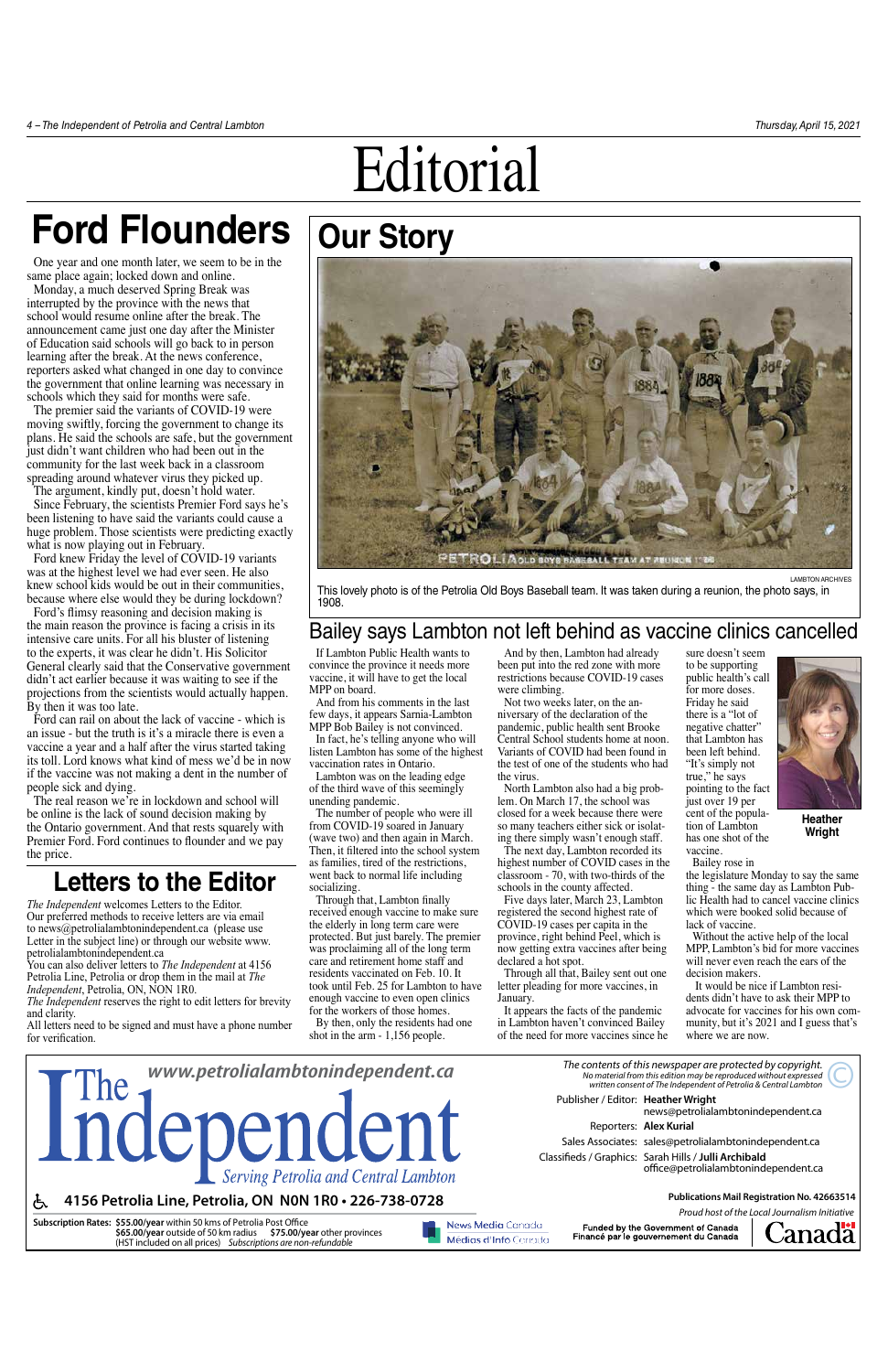# Editorial

## Ford Flounders

One year and one month later, we seem to be in the same place again; locked down and online.

Monday, a much deserved Spring Break was interrupted by the province with the news that school would resume online after the break. The announcement came just one day after the Minister of Education said schools will go back to in person learning after the break. At the news conference, reporters asked what changed in one day to convince the government that online learning was necessary in schools which they said for months were safe.

The premier said the variants of COVID-19 were moving swiftly, forcing the government to change its plans. He said the schools are safe, but the government just didn't want children who had been out in the community for the last week back in a classroom spreading around whatever virus they picked up.

The argument, kindly put, doesn't hold water.

Since February, the scientists Premier Ford says he's been listening to have said the variants could cause a huge problem. Those scientists were predicting exactly what is now playing out in February.

Ford knew Friday the level of COVID-19 variants was at the highest level we had ever seen. He also knew school kids would be out in their communities, because where else would they be during lockdown?

Ford's flimsy reasoning and decision making is the main reason the province is facing a crisis in its intensive care units. For all his bluster of listening to the experts, it was clear he didn't. His Solicitor General clearly said that the Conservative government didn't act earlier because it was waiting to see if the projections from the scientists would actually happen. By then it was too late.

Ford can rail on about the lack of vaccine - which is an issue - but the truth is it's a miracle there is even a vaccine a year and a half after the virus started taking its toll. Lord knows what kind of mess we'd be in now if the vaccine was not making a dent in the number of people sick and dying.

The real reason we're in lockdown and school will be online is the lack of sound decision making by the Ontario government. And that rests squarely with Premier Ford. Ford continues to flounder and we pay the price.

## Letters to the Editor

*The Independent* welcomes Letters to the Editor.

Our preferred methods to receive letters are via email to news@petrolialambtonindependent.ca (please use Letter in the subject line) or through our website www.petrolialambtonindependent.ca

You can also deliver letters to *The Independent* at 4156 Petrolia Line, Petrolia or drop them in the mail at *The Independent*, Petrolia, ON, N0N 1R0.

*The Independent* reserves the right to edit letters for brevity and clarity.

All letters need to be signed and must have a phone number for verification.

## Our Story

LAMBTON ARCHIVES

This lovely photo is of the Petrolia Old Boys Baseball team. It was taken during a reunion, the photo says, in 1908.

## Bailey says Lambton not left behind as vaccine clinics cancelled

If Lambton Public Health wants to convince the province it needs more vaccine, it will have to get the local MPP on board.

And from his comments in the last few days, it appears Sarnia-Lambton MPP Bob Bailey is not convinced.

In fact, he's telling anyone who will listen Lambton has some of the highest vaccination rates in Ontario.

Lambton was on the leading edge of the third wave of this seemingly unending pandemic.

The number of people who were ill from COVID-19 soared in January (wave two) and then again in March. Then, it filtered into the school system as families, tired of the restrictions, went back to normal life including socializing.

Through that, Lambton finally received enough vaccine to make sure the elderly in long term care were protected. But just barely. The premier was proclaiming all of the long term care and retirement home staff and residents vaccinated on Feb. 10. It took until Feb. 25 for Lambton to have enough vaccine to even open clinics for the workers of those homes.

By then, only the residents had one shot in the arm - 1,156 people.

And by then, Lambton had already been put into the red zone with more restrictions because COVID-19 cases were climbing.

Not two weeks later, on the anniversary of the declaration of the pandemic, public health sent Brooke Central School students home at noon. Variants of COVID had been found in the test of one of the students who had the virus.

North Lambton also had a big problem. On March 17, the school was closed for a week because there were so many teachers either sick or isolating there simply wasn't enough staff.

The next day, Lambton recorded its highest number of COVID cases in the classroom - 70, with two-thirds of the schools in the county affected.

Five days later, March 23, Lambton registered the second highest rate of COVID-19 cases per capita in the province, right behind Peel, which is now getting extra vaccines after being declared a hot spot.

Through all that, Bailey sent out one letter pleading for more vaccines, in January.

It appears the facts of the pandemic in Lambton haven't convinced Bailey of the need for more vaccines since he sure doesn't seem to be supporting public health's call for more doses.

Friday he said there is a "lot of negative chatter" that Lambton has been left behind. "It's simply not true," he says pointing to the fact just over 19 per cent of the population of Lambton has one shot of the vaccine.

Bailey rose in the legislature Monday to say the same thing - the same day as Lambton Public Health had to cancel vaccine clinics which were booked solid because of lack of vaccine.

Without the active help of the local MPP, Lambton's bid for more vaccines will never even reach the ears of the decision makers.

It would be nice if Lambton residents didn't have to ask their MPP to advocate for vaccines for his own community, but it's 2021 and I guess that's where we are now.

**Heather Wright**

---

**The Independent** — *Serving Petrolia and Central Lambton*

www.petrolialambtonindependent.ca

4156 Petrolia Line, Petrolia, ON N0N 1R0 • 226-738-0728

The contents of this newspaper are protected by copyright. No material from this edition may be reproduced without expressed written consent of The Independent of Petrolia & Central Lambton

Publisher / Editor: **Heather Wright** news@petrolialambtonindependent.ca

Reporters: **Alex Kurial**

Sales Associates: sales@petrolialambtonindependent.ca

Classifieds / Graphics: Sarah Hills / **Julli Archibald** office@petrolialambtonindependent.ca

**Publications Mail Registration No. 42663514**

*Proud host of the Local Journalism Initiative*

**Subscription Rates:** **$55.00/year** within 50 kms of Petrolia Post Office **$65.00/year** outside of 50 km radius **$75.00/year** other provinces (HST included on all prices) *Subscriptions are non-refundable*

News Media Canada / Médias d'Info Canada

Funded by the Government of Canada / Financé par le gouvernement du Canada

Canada